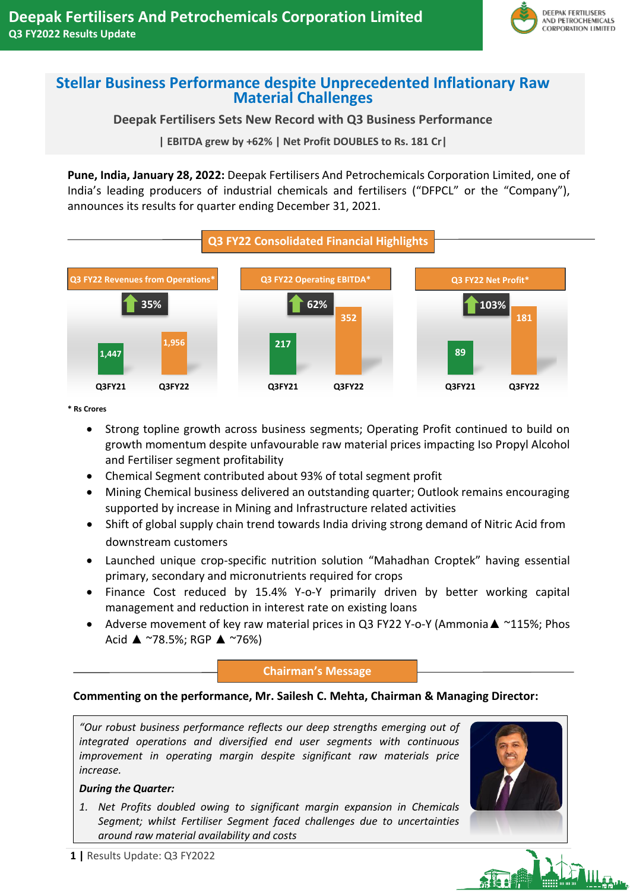# Deepak Fertilisers And Petrochemicals Corporation Limited

## Q3 FY2022 Results Update

## Stellar Business Performance despite Unprecedented Inflationary Raw Material Challenges

**Deepak Fertilisers Sets New Record with Q3 Business Performance**

**| EBITDA grew by +62% | Net Profit DOUBLES to Rs. 181 Cr|**

**Pune, India, January 28, 2022:** Deepak Fertilisers And Petrochemicals Corporation Limited, one of India's leading producers of industrial chemicals and fertilisers ("DFPCL" or the "Company"), announces its results for quarter ending December 31, 2021.

### Q3 FY22 Consolidated Financial Highlights

| | Q3FY21 | Q3FY22 | Growth |
|---|---|---|---|
| Q3 FY22 Revenues from Operations* | 1,447 | 1,956 | 35% |
| Q3 FY22 Operating EBITDA* | 217 | 352 | 62% |
| Q3 FY22 Net Profit* | 89 | 181 | 103% |

**\* Rs Crores**

- Strong topline growth across business segments; Operating Profit continued to build on growth momentum despite unfavourable raw material prices impacting Iso Propyl Alcohol and Fertiliser segment profitability
- Chemical Segment contributed about 93% of total segment profit
- Mining Chemical business delivered an outstanding quarter; Outlook remains encouraging supported by increase in Mining and Infrastructure related activities
- Shift of global supply chain trend towards India driving strong demand of Nitric Acid from downstream customers
- Launched unique crop-specific nutrition solution "Mahadhan Croptek" having essential primary, secondary and micronutrients required for crops
- Finance Cost reduced by 15.4% Y-o-Y primarily driven by better working capital management and reduction in interest rate on existing loans
- Adverse movement of key raw material prices in Q3 FY22 Y-o-Y (Ammonia ▲ ~115%; Phos Acid ▲ ~78.5%; RGP ▲ ~76%)

### Chairman's Message

**Commenting on the performance, Mr. Sailesh C. Mehta, Chairman & Managing Director:**

*"Our robust business performance reflects our deep strengths emerging out of integrated operations and diversified end user segments with continuous improvement in operating margin despite significant raw materials price increase.*

***During the Quarter:***

1. *Net Profits doubled owing to significant margin expansion in Chemicals Segment; whilst Fertiliser Segment faced challenges due to uncertainties around raw material availability and costs*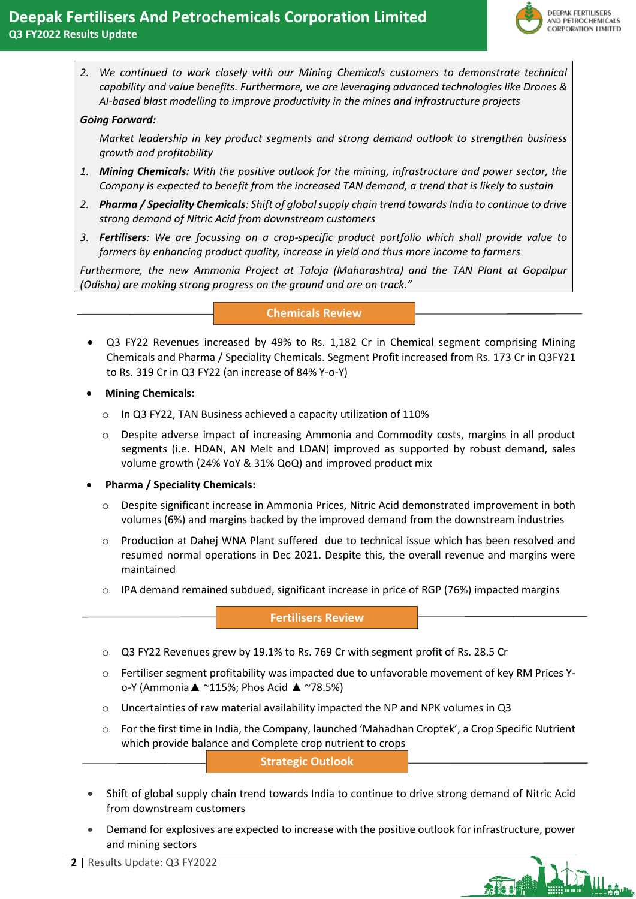2. *We continued to work closely with our Mining Chemicals customers to demonstrate technical capability and value benefits. Furthermore, we are leveraging advanced technologies like Drones & AI-based blast modelling to improve productivity in the mines and infrastructure projects*

***Going Forward:***

*Market leadership in key product segments and strong demand outlook to strengthen business growth and profitability*

1. ***Mining Chemicals:*** *With the positive outlook for the mining, infrastructure and power sector, the Company is expected to benefit from the increased TAN demand, a trend that is likely to sustain*
2. ***Pharma / Speciality Chemicals****: Shift of global supply chain trend towards India to continue to drive strong demand of Nitric Acid from downstream customers*
3. ***Fertilisers****: We are focussing on a crop-specific product portfolio which shall provide value to farmers by enhancing product quality, increase in yield and thus more income to farmers*

*Furthermore, the new Ammonia Project at Taloja (Maharashtra) and the TAN Plant at Gopalpur (Odisha) are making strong progress on the ground and are on track."*

## Chemicals Review

- Q3 FY22 Revenues increased by 49% to Rs. 1,182 Cr in Chemical segment comprising Mining Chemicals and Pharma / Speciality Chemicals. Segment Profit increased from Rs. 173 Cr in Q3FY21 to Rs. 319 Cr in Q3 FY22 (an increase of 84% Y-o-Y)
- **Mining Chemicals:**
  - In Q3 FY22, TAN Business achieved a capacity utilization of 110%
  - Despite adverse impact of increasing Ammonia and Commodity costs, margins in all product segments (i.e. HDAN, AN Melt and LDAN) improved as supported by robust demand, sales volume growth (24% YoY & 31% QoQ) and improved product mix
- **Pharma / Speciality Chemicals:**
  - Despite significant increase in Ammonia Prices, Nitric Acid demonstrated improvement in both volumes (6%) and margins backed by the improved demand from the downstream industries
  - Production at Dahej WNA Plant suffered due to technical issue which has been resolved and resumed normal operations in Dec 2021. Despite this, the overall revenue and margins were maintained
  - IPA demand remained subdued, significant increase in price of RGP (76%) impacted margins

## Fertilisers Review

- Q3 FY22 Revenues grew by 19.1% to Rs. 769 Cr with segment profit of Rs. 28.5 Cr
- Fertiliser segment profitability was impacted due to unfavorable movement of key RM Prices Y-o-Y (Ammonia ▲ ~115%; Phos Acid ▲ ~78.5%)
- Uncertainties of raw material availability impacted the NP and NPK volumes in Q3
- For the first time in India, the Company, launched 'Mahadhan Croptek', a Crop Specific Nutrient which provide balance and Complete crop nutrient to crops

## Strategic Outlook

- Shift of global supply chain trend towards India to continue to drive strong demand of Nitric Acid from downstream customers
- Demand for explosives are expected to increase with the positive outlook for infrastructure, power and mining sectors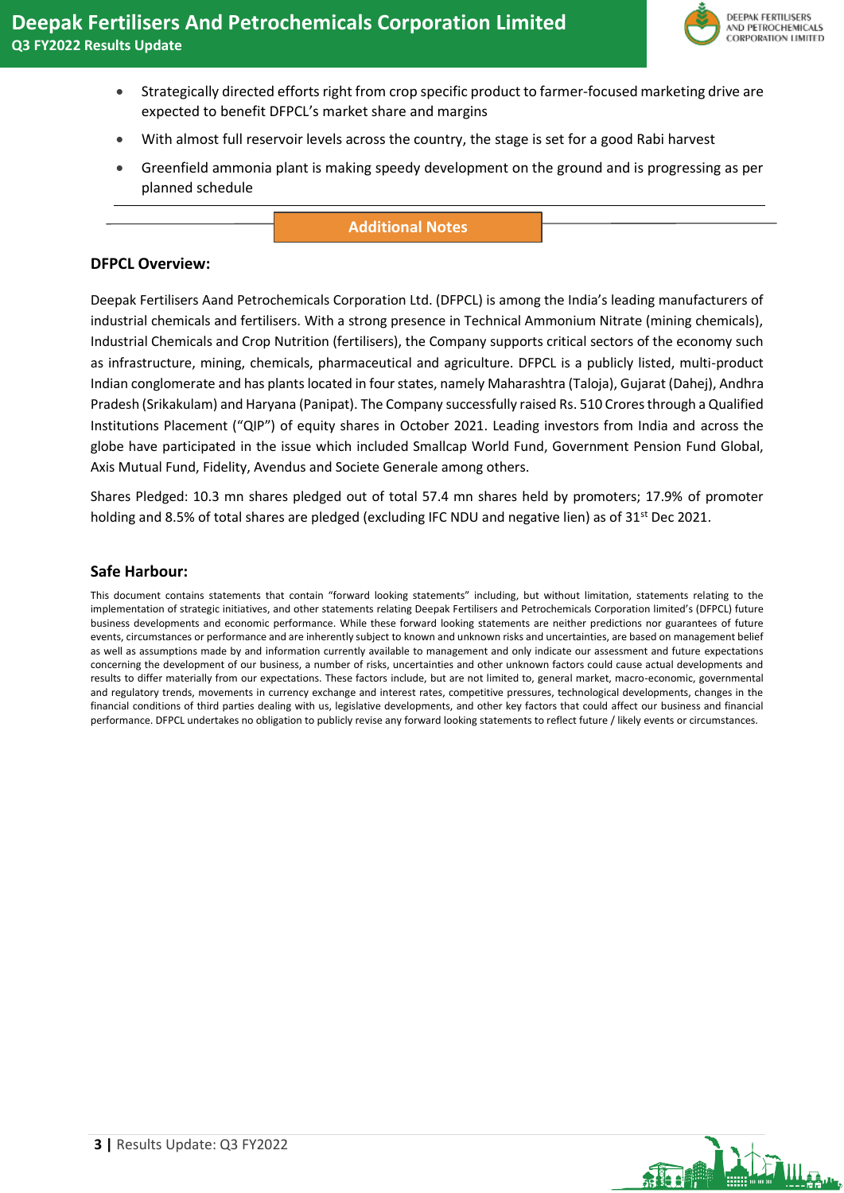- Strategically directed efforts right from crop specific product to farmer-focused marketing drive are expected to benefit DFPCL's market share and margins
- With almost full reservoir levels across the country, the stage is set for a good Rabi harvest
- Greenfield ammonia plant is making speedy development on the ground and is progressing as per planned schedule

## Additional Notes

### DFPCL Overview:

Deepak Fertilisers Aand Petrochemicals Corporation Ltd. (DFPCL) is among the India's leading manufacturers of industrial chemicals and fertilisers. With a strong presence in Technical Ammonium Nitrate (mining chemicals), Industrial Chemicals and Crop Nutrition (fertilisers), the Company supports critical sectors of the economy such as infrastructure, mining, chemicals, pharmaceutical and agriculture. DFPCL is a publicly listed, multi-product Indian conglomerate and has plants located in four states, namely Maharashtra (Taloja), Gujarat (Dahej), Andhra Pradesh (Srikakulam) and Haryana (Panipat). The Company successfully raised Rs. 510 Crores through a Qualified Institutions Placement ("QIP") of equity shares in October 2021. Leading investors from India and across the globe have participated in the issue which included Smallcap World Fund, Government Pension Fund Global, Axis Mutual Fund, Fidelity, Avendus and Societe Generale among others.

Shares Pledged: 10.3 mn shares pledged out of total 57.4 mn shares held by promoters; 17.9% of promoter holding and 8.5% of total shares are pledged (excluding IFC NDU and negative lien) as of 31st Dec 2021.

### Safe Harbour:

This document contains statements that contain "forward looking statements" including, but without limitation, statements relating to the implementation of strategic initiatives, and other statements relating Deepak Fertilisers and Petrochemicals Corporation limited's (DFPCL) future business developments and economic performance. While these forward looking statements are neither predictions nor guarantees of future events, circumstances or performance and are inherently subject to known and unknown risks and uncertainties, are based on management belief as well as assumptions made by and information currently available to management and only indicate our assessment and future expectations concerning the development of our business, a number of risks, uncertainties and other unknown factors could cause actual developments and results to differ materially from our expectations. These factors include, but are not limited to, general market, macro-economic, governmental and regulatory trends, movements in currency exchange and interest rates, competitive pressures, technological developments, changes in the financial conditions of third parties dealing with us, legislative developments, and other key factors that could affect our business and financial performance. DFPCL undertakes no obligation to publicly revise any forward looking statements to reflect future / likely events or circumstances.